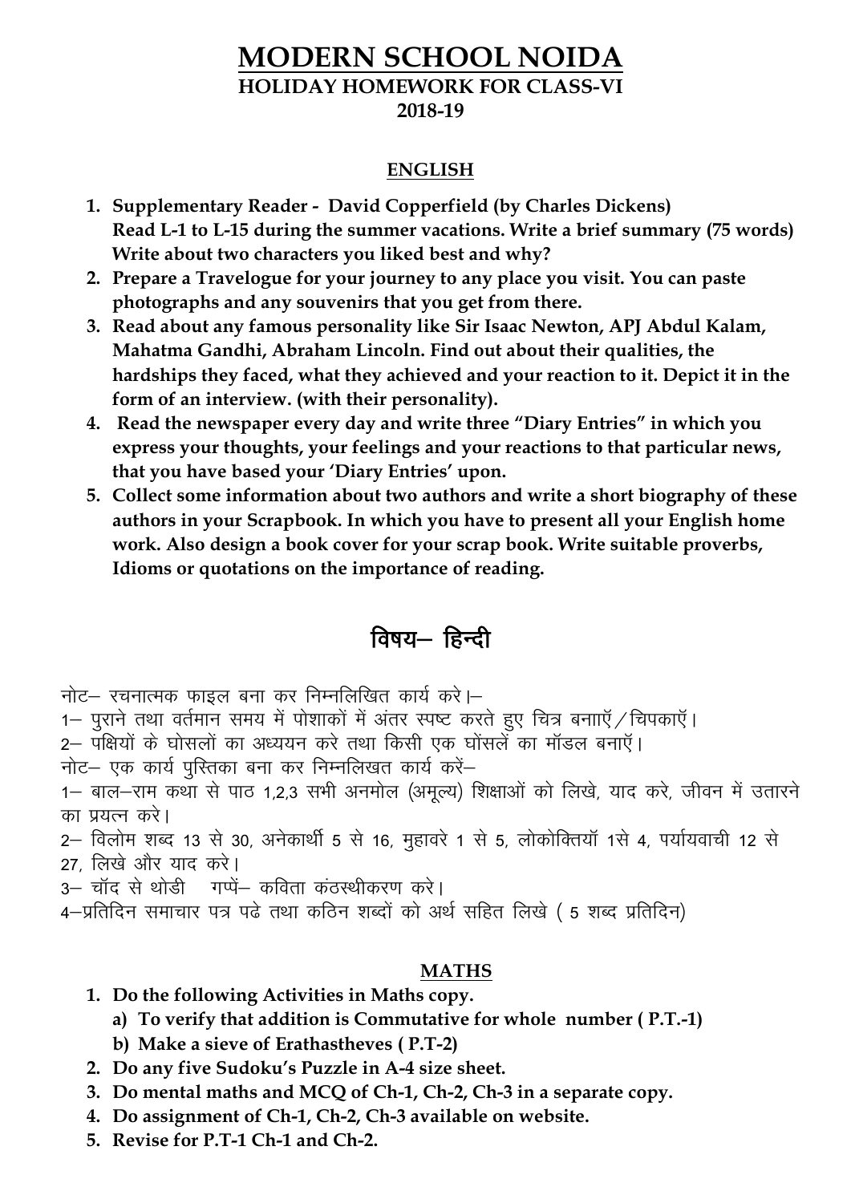# MODERN SCHOOL NOIDA

## HOLIDAY HOMEWORK FOR CLASS-VI

## 2018-19

### ENGLISH

1. **Supplementary Reader - David Copperfield (by Charles Dickens)**
   **Read L-1 to L-15 during the summer vacations. Write a brief summary (75 words) Write about two characters you liked best and why?**
2. **Prepare a Travelogue for your journey to any place you visit. You can paste photographs and any souvenirs that you get from there.**
3. **Read about any famous personality like Sir Isaac Newton, APJ Abdul Kalam, Mahatma Gandhi, Abraham Lincoln. Find out about their qualities, the hardships they faced, what they achieved and your reaction to it. Depict it in the form of an interview. (with their personality).**
4. **Read the newspaper every day and write three "Diary Entries" in which you express your thoughts, your feelings and your reactions to that particular news, that you have based your 'Diary Entries' upon.**
5. **Collect some information about two authors and write a short biography of these authors in your Scrapbook. In which you have to present all your English home work. Also design a book cover for your scrap book. Write suitable proverbs, Idioms or quotations on the importance of reading.**

## विषय– हिन्दी

नोट– रचनात्मक फाइल बना कर निम्नलिखित कार्य करे।–

1– पुराने तथा वर्तमान समय में पोशाकों में अंतर स्पष्ट करते हुए चित्र बनाएँ / चिपकाएँ।

2– पक्षियों के घोसलों का अध्ययन करे तथा किसी एक घोंसलें का मॉडल बनाएँ।

नोट– एक कार्य पुस्तिका बना कर निम्नलिखत कार्य करें–

1– बाल–राम कथा से पाठ 1,2,3 सभी अनमोल (अमूल्य) शिक्षाओं को लिखे, याद करे, जीवन में उतारने का प्रयत्न करे।

2– विलोम शब्द 13 से 30, अनेकार्थी 5 से 16, मुहावरे 1 से 5, लोकोक्तियॉ 1से 4, पर्यायवाची 12 से 27, लिखे और याद करे।

3– चॉद से थोडी गप्पें– कविता कंठस्थीकरण करे।

4–प्रतिदिन समाचार पत्र पढे तथा कठिन शब्दों को अर्थ सहित लिखे ( 5 शब्द प्रतिदिन)

### MATHS

1. **Do the following Activities in Maths copy.**
   a) **To verify that addition is Commutative for whole number ( P.T.-1)**
   b) **Make a sieve of Erathastheves ( P.T-2)**
2. **Do any five Sudoku's Puzzle in A-4 size sheet.**
3. **Do mental maths and MCQ of Ch-1, Ch-2, Ch-3 in a separate copy.**
4. **Do assignment of Ch-1, Ch-2, Ch-3 available on website.**
5. **Revise for P.T-1 Ch-1 and Ch-2.**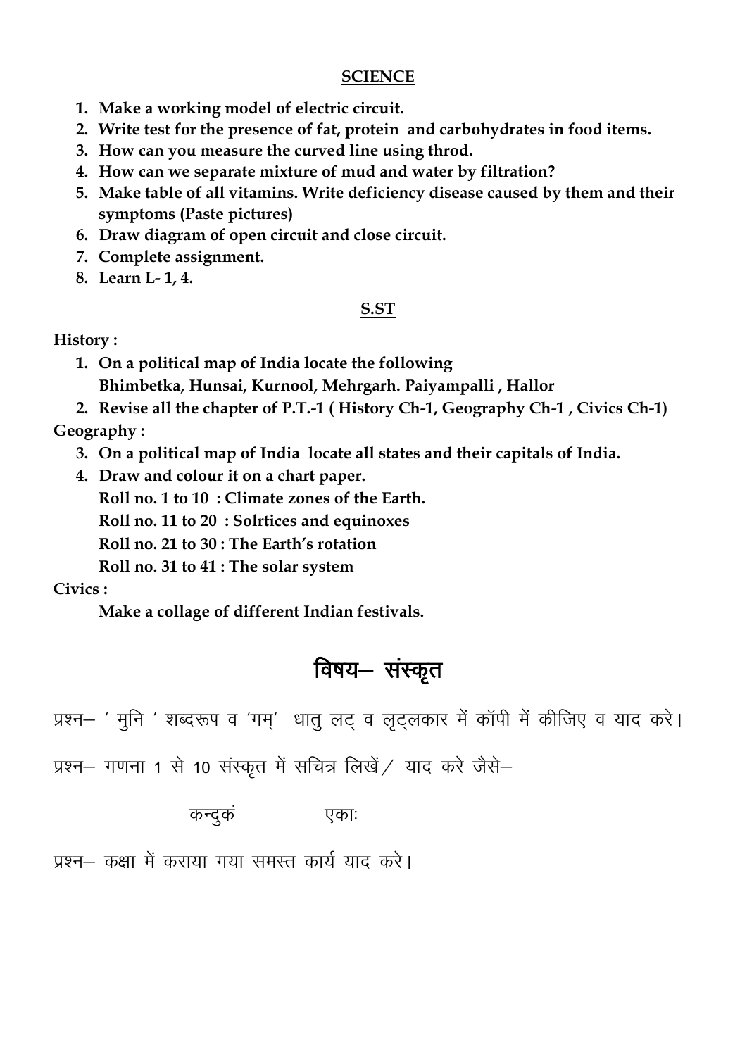## SCIENCE

1. **Make a working model of electric circuit.**
2. **Write test for the presence of fat, protein and carbohydrates in food items.**
3. **How can you measure the curved line using throd.**
4. **How can we separate mixture of mud and water by filtration?**
5. **Make table of all vitamins. Write deficiency disease caused by them and their symptoms (Paste pictures)**
6. **Draw diagram of open circuit and close circuit.**
7. **Complete assignment.**
8. **Learn L- 1, 4.**

## S.ST

**History :**

1. **On a political map of India locate the following**
   **Bhimbetka, Hunsai, Kurnool, Mehrgarh. Paiyampalli , Hallor**
2. **Revise all the chapter of P.T.-1 ( History Ch-1, Geography Ch-1 , Civics Ch-1)**

**Geography :**

3. **On a political map of India locate all states and their capitals of India.**
4. **Draw and colour it on a chart paper.**
   **Roll no. 1 to 10 : Climate zones of the Earth.**
   **Roll no. 11 to 20 : Solrtices and equinoxes**
   **Roll no. 21 to 30 : The Earth's rotation**
   **Roll no. 31 to 41 : The solar system**

**Civics :**

**Make a collage of different Indian festivals.**

# विषय– संस्कृत

प्रश्न– ' मुनि ' शब्दरूप व 'गम्' धातु लट् व लृट्लकार में कॉपी में कीजिए व याद करे।

प्रश्न– गणना 1 से 10 संस्कृत में सचित्र लिखें/ याद करे जैसे–

कन्दुकं एकाः

प्रश्न– कक्षा में कराया गया समस्त कार्य याद करे।